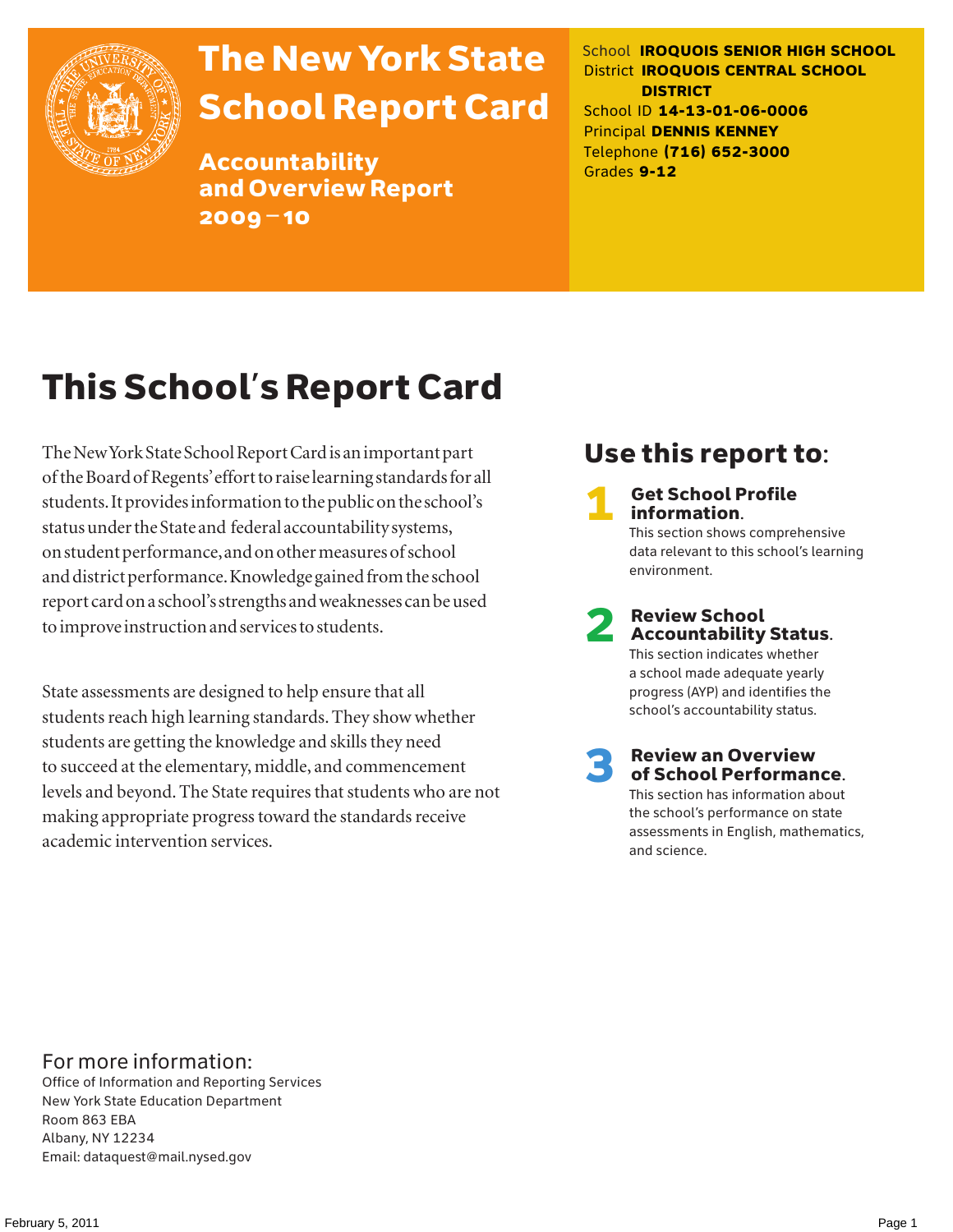# The New York State School Report Card

## Accountability and Overview Report 2009–10

School **IROQUOIS SENIOR HIGH SCHOOL**
District **IROQUOIS CENTRAL SCHOOL DISTRICT**
School ID **14-13-01-06-0006**
Principal **DENNIS KENNEY**
Telephone **(716) 652-3000**
Grades **9-12**

# This School's Report Card

The New York State School Report Card is an important part of the Board of Regents' effort to raise learning standards for all students. It provides information to the public on the school's status under the State and federal accountability systems, on student performance, and on other measures of school and district performance. Knowledge gained from the school report card on a school's strengths and weaknesses can be used to improve instruction and services to students.

State assessments are designed to help ensure that all students reach high learning standards. They show whether students are getting the knowledge and skills they need to succeed at the elementary, middle, and commencement levels and beyond. The State requires that students who are not making appropriate progress toward the standards receive academic intervention services.

## Use this report to:

1. **Get School Profile information.**
   This section shows comprehensive data relevant to this school's learning environment.

2. **Review School Accountability Status.**
   This section indicates whether a school made adequate yearly progress (AYP) and identifies the school's accountability status.

3. **Review an Overview of School Performance.**
   This section has information about the school's performance on state assessments in English, mathematics, and science.

## For more information:

Office of Information and Reporting Services
New York State Education Department
Room 863 EBA
Albany, NY 12234
Email: dataquest@mail.nysed.gov

February 5, 2011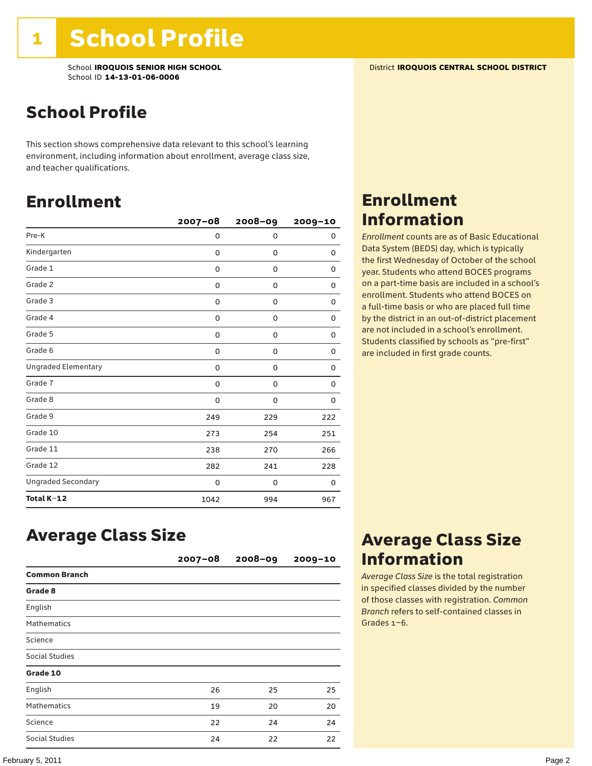# 1 School Profile

School **IROQUOIS SENIOR HIGH SCHOOL**
School ID **14-13-01-06-0006**

District **IROQUOIS CENTRAL SCHOOL DISTRICT**

## School Profile

This section shows comprehensive data relevant to this school's learning environment, including information about enrollment, average class size, and teacher qualifications.

## Enrollment

| | 2007–08 | 2008–09 | 2009–10 |
|---|---|---|---|
| Pre-K | 0 | 0 | 0 |
| Kindergarten | 0 | 0 | 0 |
| Grade 1 | 0 | 0 | 0 |
| Grade 2 | 0 | 0 | 0 |
| Grade 3 | 0 | 0 | 0 |
| Grade 4 | 0 | 0 | 0 |
| Grade 5 | 0 | 0 | 0 |
| Grade 6 | 0 | 0 | 0 |
| Ungraded Elementary | 0 | 0 | 0 |
| Grade 7 | 0 | 0 | 0 |
| Grade 8 | 0 | 0 | 0 |
| Grade 9 | 249 | 229 | 222 |
| Grade 10 | 273 | 254 | 251 |
| Grade 11 | 238 | 270 | 266 |
| Grade 12 | 282 | 241 | 228 |
| Ungraded Secondary | 0 | 0 | 0 |
| **Total K–12** | 1042 | 994 | 967 |

## Enrollment Information

*Enrollment* counts are as of Basic Educational Data System (BEDS) day, which is typically the first Wednesday of October of the school year. Students who attend BOCES programs on a part-time basis are included in a school's enrollment. Students who attend BOCES on a full-time basis or who are placed full time by the district in an out-of-district placement are not included in a school's enrollment. Students classified by schools as "pre-first" are included in first grade counts.

## Average Class Size

| | 2007–08 | 2008–09 | 2009–10 |
|---|---|---|---|
| **Common Branch** | | | |
| **Grade 8** | | | |
| English | | | |
| Mathematics | | | |
| Science | | | |
| Social Studies | | | |
| **Grade 10** | | | |
| English | 26 | 25 | 25 |
| Mathematics | 19 | 20 | 20 |
| Science | 22 | 24 | 24 |
| Social Studies | 24 | 22 | 22 |

## Average Class Size Information

*Average Class Size* is the total registration in specified classes divided by the number of those classes with registration. *Common Branch* refers to self-contained classes in Grades 1–6.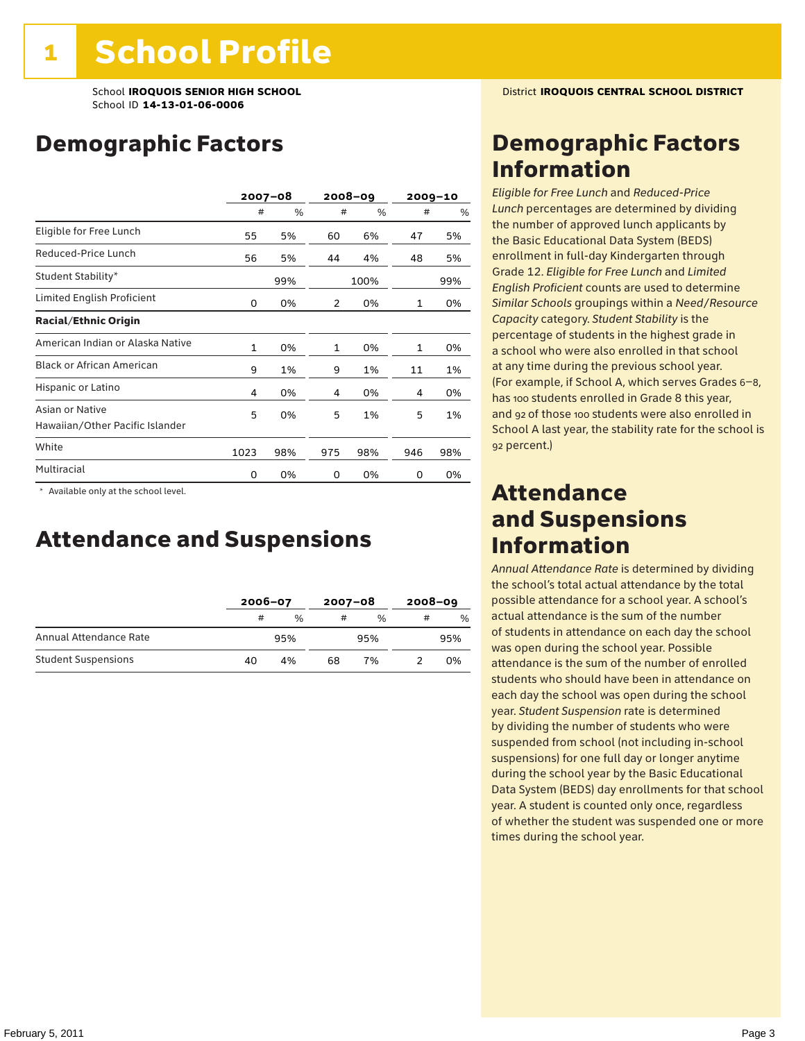# 1 School Profile

School **IROQUOIS SENIOR HIGH SCHOOL**
School ID **14-13-01-06-0006**

District **IROQUOIS CENTRAL SCHOOL DISTRICT**

## Demographic Factors

| | 2007–08 | | 2008–09 | | 2009–10 | |
|---|---|---|---|---|---|---|
| | # | % | # | % | # | % |
| Eligible for Free Lunch | 55 | 5% | 60 | 6% | 47 | 5% |
| Reduced-Price Lunch | 56 | 5% | 44 | 4% | 48 | 5% |
| Student Stability* | | 99% | | 100% | | 99% |
| Limited English Proficient | 0 | 0% | 2 | 0% | 1 | 0% |
| **Racial/Ethnic Origin** | | | | | | |
| American Indian or Alaska Native | 1 | 0% | 1 | 0% | 1 | 0% |
| Black or African American | 9 | 1% | 9 | 1% | 11 | 1% |
| Hispanic or Latino | 4 | 0% | 4 | 0% | 4 | 0% |
| Asian or Native Hawaiian/Other Pacific Islander | 5 | 0% | 5 | 1% | 5 | 1% |
| White | 1023 | 98% | 975 | 98% | 946 | 98% |
| Multiracial | 0 | 0% | 0 | 0% | 0 | 0% |

\* Available only at the school level.

## Attendance and Suspensions

| | 2006–07 | | 2007–08 | | 2008–09 | |
|---|---|---|---|---|---|---|
| | # | % | # | % | # | % |
| Annual Attendance Rate | | 95% | | 95% | | 95% |
| Student Suspensions | 40 | 4% | 68 | 7% | 2 | 0% |

## Demographic Factors Information

*Eligible for Free Lunch* and *Reduced-Price Lunch* percentages are determined by dividing the number of approved lunch applicants by the Basic Educational Data System (BEDS) enrollment in full-day Kindergarten through Grade 12. *Eligible for Free Lunch* and *Limited English Proficient* counts are used to determine *Similar Schools* groupings within a *Need/Resource Capacity* category. *Student Stability* is the percentage of students in the highest grade in a school who were also enrolled in that school at any time during the previous school year. (For example, if School A, which serves Grades 6–8, has 100 students enrolled in Grade 8 this year, and 92 of those 100 students were also enrolled in School A last year, the stability rate for the school is 92 percent.)

## Attendance and Suspensions Information

*Annual Attendance Rate* is determined by dividing the school's total actual attendance by the total possible attendance for a school year. A school's actual attendance is the sum of the number of students in attendance on each day the school was open during the school year. Possible attendance is the sum of the number of enrolled students who should have been in attendance on each day the school was open during the school year. *Student Suspension* rate is determined by dividing the number of students who were suspended from school (not including in-school suspensions) for one full day or longer anytime during the school year by the Basic Educational Data System (BEDS) day enrollments for that school year. A student is counted only once, regardless of whether the student was suspended one or more times during the school year.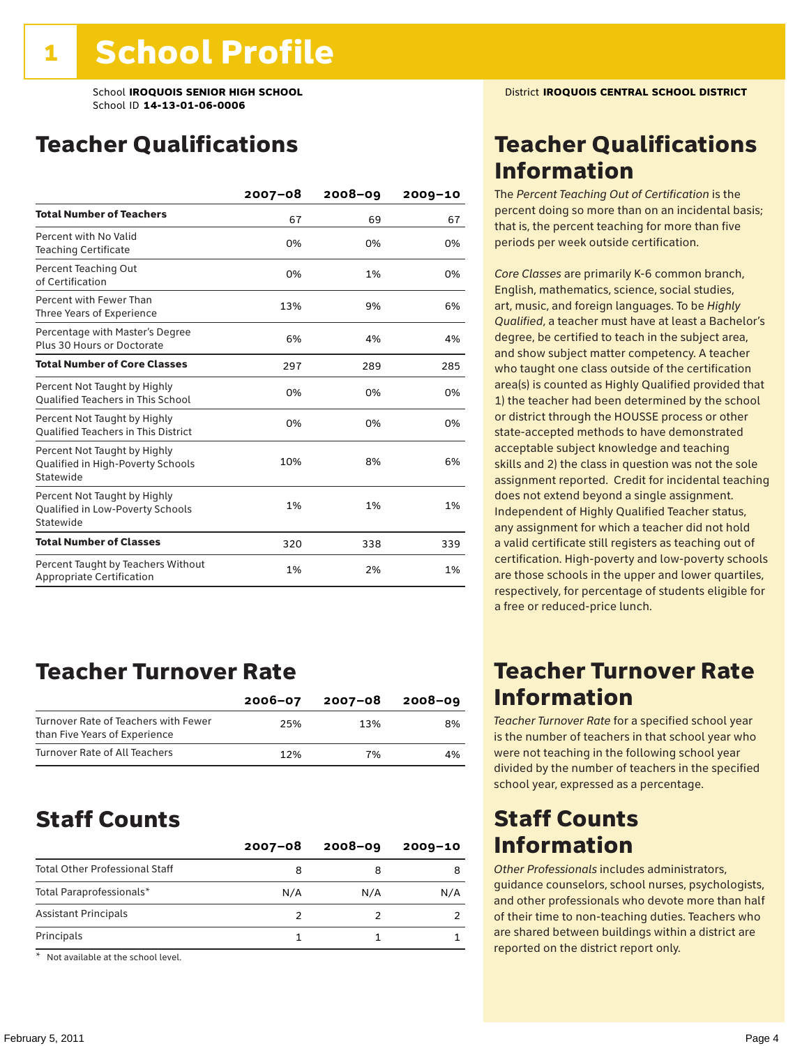# 1 School Profile

School **IROQUOIS SENIOR HIGH SCHOOL**
School ID **14-13-01-06-0006**

District **IROQUOIS CENTRAL SCHOOL DISTRICT**

## Teacher Qualifications

| | 2007–08 | 2008–09 | 2009–10 |
|---|---|---|---|
| **Total Number of Teachers** | 67 | 69 | 67 |
| Percent with No Valid Teaching Certificate | 0% | 0% | 0% |
| Percent Teaching Out of Certification | 0% | 1% | 0% |
| Percent with Fewer Than Three Years of Experience | 13% | 9% | 6% |
| Percentage with Master's Degree Plus 30 Hours or Doctorate | 6% | 4% | 4% |
| **Total Number of Core Classes** | 297 | 289 | 285 |
| Percent Not Taught by Highly Qualified Teachers in This School | 0% | 0% | 0% |
| Percent Not Taught by Highly Qualified Teachers in This District | 0% | 0% | 0% |
| Percent Not Taught by Highly Qualified in High-Poverty Schools Statewide | 10% | 8% | 6% |
| Percent Not Taught by Highly Qualified in Low-Poverty Schools Statewide | 1% | 1% | 1% |
| **Total Number of Classes** | 320 | 338 | 339 |
| Percent Taught by Teachers Without Appropriate Certification | 1% | 2% | 1% |

## Teacher Qualifications Information

The *Percent Teaching Out of Certification* is the percent doing so more than on an incidental basis; that is, the percent teaching for more than five periods per week outside certification.

*Core Classes* are primarily K-6 common branch, English, mathematics, science, social studies, art, music, and foreign languages. To be *Highly Qualified*, a teacher must have at least a Bachelor's degree, be certified to teach in the subject area, and show subject matter competency. A teacher who taught one class outside of the certification area(s) is counted as Highly Qualified provided that 1) the teacher had been determined by the school or district through the HOUSSE process or other state-accepted methods to have demonstrated acceptable subject knowledge and teaching skills and 2) the class in question was not the sole assignment reported. Credit for incidental teaching does not extend beyond a single assignment. Independent of Highly Qualified Teacher status, any assignment for which a teacher did not hold a valid certificate still registers as teaching out of certification. High-poverty and low-poverty schools are those schools in the upper and lower quartiles, respectively, for percentage of students eligible for a free or reduced-price lunch.

## Teacher Turnover Rate

| | 2006–07 | 2007–08 | 2008–09 |
|---|---|---|---|
| Turnover Rate of Teachers with Fewer than Five Years of Experience | 25% | 13% | 8% |
| Turnover Rate of All Teachers | 12% | 7% | 4% |

## Teacher Turnover Rate Information

*Teacher Turnover Rate* for a specified school year is the number of teachers in that school year who were not teaching in the following school year divided by the number of teachers in the specified school year, expressed as a percentage.

## Staff Counts

| | 2007–08 | 2008–09 | 2009–10 |
|---|---|---|---|
| Total Other Professional Staff | 8 | 8 | 8 |
| Total Paraprofessionals* | N/A | N/A | N/A |
| Assistant Principals | 2 | 2 | 2 |
| Principals | 1 | 1 | 1 |

\* Not available at the school level.

## Staff Counts Information

*Other Professionals* includes administrators, guidance counselors, school nurses, psychologists, and other professionals who devote more than half of their time to non-teaching duties. Teachers who are shared between buildings within a district are reported on the district report only.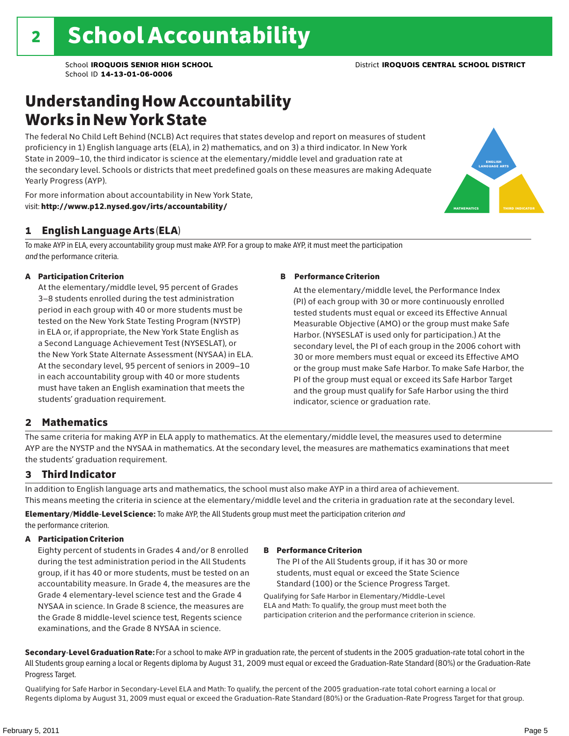# 2 School Accountability

School **IROQUOIS SENIOR HIGH SCHOOL**
School ID **14-13-01-06-0006**

District **IROQUOIS CENTRAL SCHOOL DISTRICT**

## Understanding How Accountability Works in New York State

The federal No Child Left Behind (NCLB) Act requires that states develop and report on measures of student proficiency in 1) English language arts (ELA), in 2) mathematics, and on 3) a third indicator. In New York State in 2009–10, the third indicator is science at the elementary/middle level and graduation rate at the secondary level. Schools or districts that meet predefined goals on these measures are making Adequate Yearly Progress (AYP).

For more information about accountability in New York State, visit: **http://www.p12.nysed.gov/irts/accountability/**

ENGLISH LANGUAGE ARTS

MATHEMATICS

THIRD INDICATOR

### 1 English Language Arts (ELA)

To make AYP in ELA, every accountability group must make AYP. For a group to make AYP, it must meet the participation *and* the performance criteria.

**A Participation Criterion**

At the elementary/middle level, 95 percent of Grades 3–8 students enrolled during the test administration period in each group with 40 or more students must be tested on the New York State Testing Program (NYSTP) in ELA or, if appropriate, the New York State English as a Second Language Achievement Test (NYSESLAT), or the New York State Alternate Assessment (NYSAA) in ELA. At the secondary level, 95 percent of seniors in 2009–10 in each accountability group with 40 or more students must have taken an English examination that meets the students' graduation requirement.

**B Performance Criterion**

At the elementary/middle level, the Performance Index (PI) of each group with 30 or more continuously enrolled tested students must equal or exceed its Effective Annual Measurable Objective (AMO) or the group must make Safe Harbor. (NYSESLAT is used only for participation.) At the secondary level, the PI of each group in the 2006 cohort with 30 or more members must equal or exceed its Effective AMO or the group must make Safe Harbor. To make Safe Harbor, the PI of the group must equal or exceed its Safe Harbor Target and the group must qualify for Safe Harbor using the third indicator, science or graduation rate.

### 2 Mathematics

The same criteria for making AYP in ELA apply to mathematics. At the elementary/middle level, the measures used to determine AYP are the NYSTP and the NYSAA in mathematics. At the secondary level, the measures are mathematics examinations that meet the students' graduation requirement.

### 3 Third Indicator

In addition to English language arts and mathematics, the school must also make AYP in a third area of achievement. This means meeting the criteria in science at the elementary/middle level and the criteria in graduation rate at the secondary level.

**Elementary/Middle-Level Science:** To make AYP, the All Students group must meet the participation criterion *and* the performance criterion.

**A Participation Criterion**

Eighty percent of students in Grades 4 and/or 8 enrolled during the test administration period in the All Students group, if it has 40 or more students, must be tested on an accountability measure. In Grade 4, the measures are the Grade 4 elementary-level science test and the Grade 4 NYSAA in science. In Grade 8 science, the measures are the Grade 8 middle-level science test, Regents science examinations, and the Grade 8 NYSAA in science.

**B Performance Criterion**

The PI of the All Students group, if it has 30 or more students, must equal or exceed the State Science Standard (100) or the Science Progress Target.

Qualifying for Safe Harbor in Elementary/Middle-Level ELA and Math: To qualify, the group must meet both the participation criterion and the performance criterion in science.

**Secondary-Level Graduation Rate:** For a school to make AYP in graduation rate, the percent of students in the 2005 graduation-rate total cohort in the All Students group earning a local or Regents diploma by August 31, 2009 must equal or exceed the Graduation-Rate Standard (80%) or the Graduation-Rate Progress Target.

Qualifying for Safe Harbor in Secondary-Level ELA and Math: To qualify, the percent of the 2005 graduation-rate total cohort earning a local or Regents diploma by August 31, 2009 must equal or exceed the Graduation-Rate Standard (80%) or the Graduation-Rate Progress Target for that group.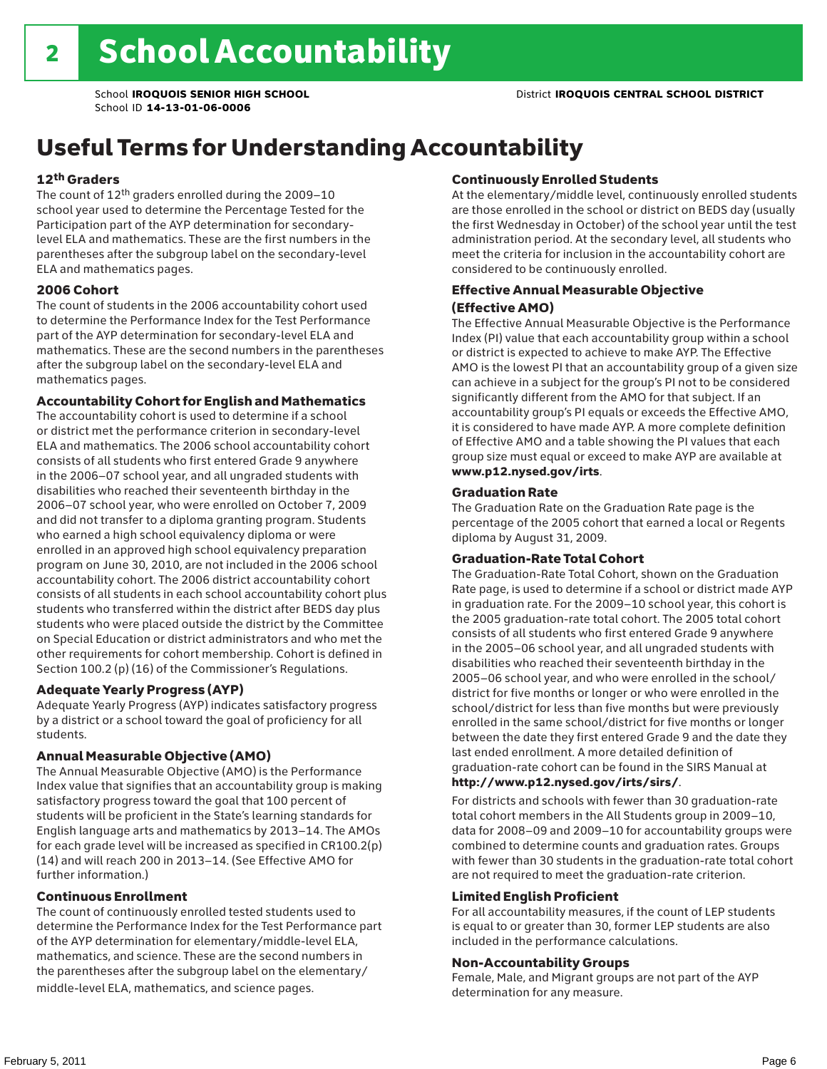# 2 School Accountability

School **IROQUOIS SENIOR HIGH SCHOOL** District **IROQUOIS CENTRAL SCHOOL DISTRICT**
School ID **14-13-01-06-0006**

## Useful Terms for Understanding Accountability

### 12th Graders

The count of 12th graders enrolled during the 2009–10 school year used to determine the Percentage Tested for the Participation part of the AYP determination for secondary-level ELA and mathematics. These are the first numbers in the parentheses after the subgroup label on the secondary-level ELA and mathematics pages.

### 2006 Cohort

The count of students in the 2006 accountability cohort used to determine the Performance Index for the Test Performance part of the AYP determination for secondary-level ELA and mathematics. These are the second numbers in the parentheses after the subgroup label on the secondary-level ELA and mathematics pages.

### Accountability Cohort for English and Mathematics

The accountability cohort is used to determine if a school or district met the performance criterion in secondary-level ELA and mathematics. The 2006 school accountability cohort consists of all students who first entered Grade 9 anywhere in the 2006–07 school year, and all ungraded students with disabilities who reached their seventeenth birthday in the 2006–07 school year, who were enrolled on October 7, 2009 and did not transfer to a diploma granting program. Students who earned a high school equivalency diploma or were enrolled in an approved high school equivalency preparation program on June 30, 2010, are not included in the 2006 school accountability cohort. The 2006 district accountability cohort consists of all students in each school accountability cohort plus students who transferred within the district after BEDS day plus students who were placed outside the district by the Committee on Special Education or district administrators and who met the other requirements for cohort membership. Cohort is defined in Section 100.2 (p) (16) of the Commissioner's Regulations.

### Adequate Yearly Progress (AYP)

Adequate Yearly Progress (AYP) indicates satisfactory progress by a district or a school toward the goal of proficiency for all students.

### Annual Measurable Objective (AMO)

The Annual Measurable Objective (AMO) is the Performance Index value that signifies that an accountability group is making satisfactory progress toward the goal that 100 percent of students will be proficient in the State's learning standards for English language arts and mathematics by 2013–14. The AMOs for each grade level will be increased as specified in CR100.2(p)(14) and will reach 200 in 2013–14. (See Effective AMO for further information.)

### Continuous Enrollment

The count of continuously enrolled tested students used to determine the Performance Index for the Test Performance part of the AYP determination for elementary/middle-level ELA, mathematics, and science. These are the second numbers in the parentheses after the subgroup label on the elementary/middle-level ELA, mathematics, and science pages.

### Continuously Enrolled Students

At the elementary/middle level, continuously enrolled students are those enrolled in the school or district on BEDS day (usually the first Wednesday in October) of the school year until the test administration period. At the secondary level, all students who meet the criteria for inclusion in the accountability cohort are considered to be continuously enrolled.

### Effective Annual Measurable Objective (Effective AMO)

The Effective Annual Measurable Objective is the Performance Index (PI) value that each accountability group within a school or district is expected to achieve to make AYP. The Effective AMO is the lowest PI that an accountability group of a given size can achieve in a subject for the group's PI not to be considered significantly different from the AMO for that subject. If an accountability group's PI equals or exceeds the Effective AMO, it is considered to have made AYP. A more complete definition of Effective AMO and a table showing the PI values that each group size must equal or exceed to make AYP are available at **www.p12.nysed.gov/irts**.

### Graduation Rate

The Graduation Rate on the Graduation Rate page is the percentage of the 2005 cohort that earned a local or Regents diploma by August 31, 2009.

### Graduation-Rate Total Cohort

The Graduation-Rate Total Cohort, shown on the Graduation Rate page, is used to determine if a school or district made AYP in graduation rate. For the 2009–10 school year, this cohort is the 2005 graduation-rate total cohort. The 2005 total cohort consists of all students who first entered Grade 9 anywhere in the 2005–06 school year, and all ungraded students with disabilities who reached their seventeenth birthday in the 2005–06 school year, and who were enrolled in the school/district for five months or longer or who were enrolled in the school/district for less than five months but were previously enrolled in the same school/district for five months or longer between the date they first entered Grade 9 and the date they last ended enrollment. A more detailed definition of graduation-rate cohort can be found in the SIRS Manual at **http://www.p12.nysed.gov/irts/sirs/**.

For districts and schools with fewer than 30 graduation-rate total cohort members in the All Students group in 2009–10, data for 2008–09 and 2009–10 for accountability groups were combined to determine counts and graduation rates. Groups with fewer than 30 students in the graduation-rate total cohort are not required to meet the graduation-rate criterion.

### Limited English Proficient

For all accountability measures, if the count of LEP students is equal to or greater than 30, former LEP students are also included in the performance calculations.

### Non-Accountability Groups

Female, Male, and Migrant groups are not part of the AYP determination for any measure.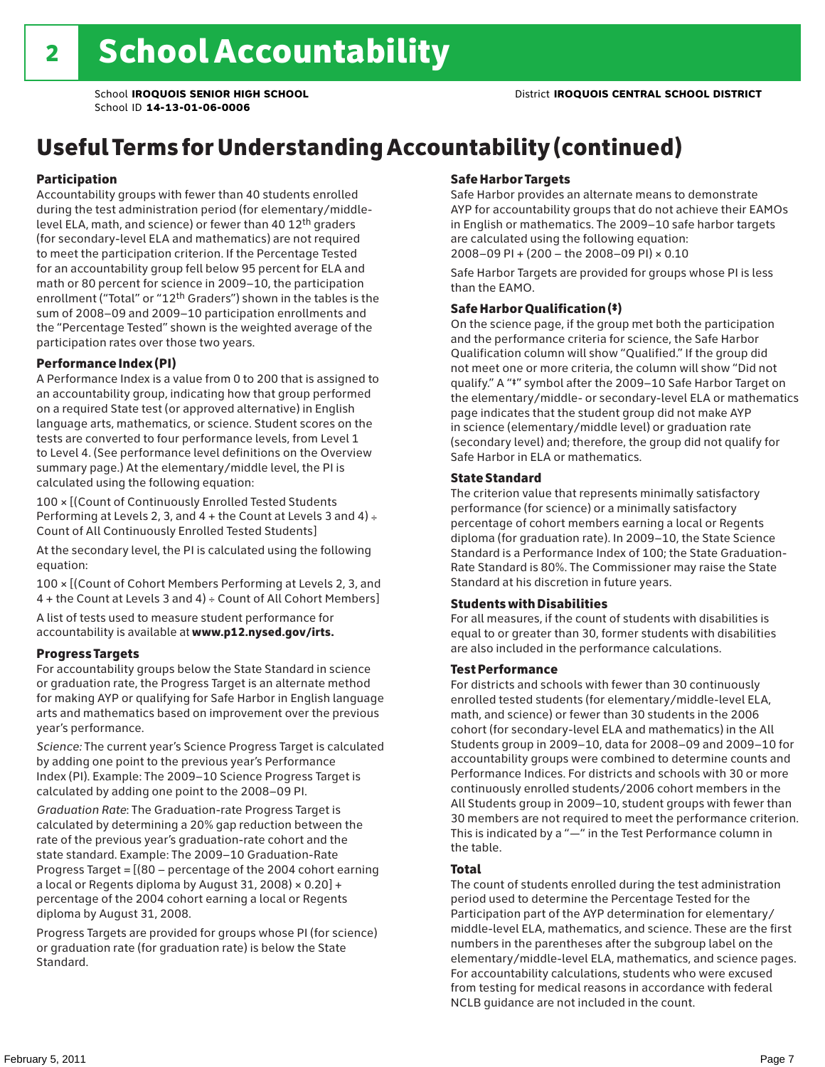# 2 School Accountability

School **IROQUOIS SENIOR HIGH SCHOOL**
School ID **14-13-01-06-0006**

District **IROQUOIS CENTRAL SCHOOL DISTRICT**

## Useful Terms for Understanding Accountability (continued)

### Participation

Accountability groups with fewer than 40 students enrolled during the test administration period (for elementary/middle-level ELA, math, and science) or fewer than 40 12th graders (for secondary-level ELA and mathematics) are not required to meet the participation criterion. If the Percentage Tested for an accountability group fell below 95 percent for ELA and math or 80 percent for science in 2009–10, the participation enrollment ("Total" or "12th Graders") shown in the tables is the sum of 2008–09 and 2009–10 participation enrollments and the "Percentage Tested" shown is the weighted average of the participation rates over those two years.

### Performance Index (PI)

A Performance Index is a value from 0 to 200 that is assigned to an accountability group, indicating how that group performed on a required State test (or approved alternative) in English language arts, mathematics, or science. Student scores on the tests are converted to four performance levels, from Level 1 to Level 4. (See performance level definitions on the Overview summary page.) At the elementary/middle level, the PI is calculated using the following equation:

100 × [(Count of Continuously Enrolled Tested Students Performing at Levels 2, 3, and 4 + the Count at Levels 3 and 4) ÷ Count of All Continuously Enrolled Tested Students]

At the secondary level, the PI is calculated using the following equation:

100 × [(Count of Cohort Members Performing at Levels 2, 3, and 4 + the Count at Levels 3 and 4) ÷ Count of All Cohort Members]

A list of tests used to measure student performance for accountability is available at **www.p12.nysed.gov/irts.**

### Progress Targets

For accountability groups below the State Standard in science or graduation rate, the Progress Target is an alternate method for making AYP or qualifying for Safe Harbor in English language arts and mathematics based on improvement over the previous year's performance.

*Science:* The current year's Science Progress Target is calculated by adding one point to the previous year's Performance Index (PI). Example: The 2009–10 Science Progress Target is calculated by adding one point to the 2008–09 PI.

*Graduation Rate*: The Graduation-rate Progress Target is calculated by determining a 20% gap reduction between the rate of the previous year's graduation-rate cohort and the state standard. Example: The 2009–10 Graduation-Rate Progress Target = [(80 – percentage of the 2004 cohort earning a local or Regents diploma by August 31, 2008) × 0.20] + percentage of the 2004 cohort earning a local or Regents diploma by August 31, 2008.

Progress Targets are provided for groups whose PI (for science) or graduation rate (for graduation rate) is below the State Standard.

### Safe Harbor Targets

Safe Harbor provides an alternate means to demonstrate AYP for accountability groups that do not achieve their EAMOs in English or mathematics. The 2009–10 safe harbor targets are calculated using the following equation:
2008–09 PI + (200 – the 2008–09 PI) × 0.10

Safe Harbor Targets are provided for groups whose PI is less than the EAMO.

### Safe Harbor Qualification (‡)

On the science page, if the group met both the participation and the performance criteria for science, the Safe Harbor Qualification column will show "Qualified." If the group did not meet one or more criteria, the column will show "Did not qualify." A "‡" symbol after the 2009–10 Safe Harbor Target on the elementary/middle- or secondary-level ELA or mathematics page indicates that the student group did not make AYP in science (elementary/middle level) or graduation rate (secondary level) and; therefore, the group did not qualify for Safe Harbor in ELA or mathematics.

### State Standard

The criterion value that represents minimally satisfactory performance (for science) or a minimally satisfactory percentage of cohort members earning a local or Regents diploma (for graduation rate). In 2009–10, the State Science Standard is a Performance Index of 100; the State Graduation-Rate Standard is 80%. The Commissioner may raise the State Standard at his discretion in future years.

### Students with Disabilities

For all measures, if the count of students with disabilities is equal to or greater than 30, former students with disabilities are also included in the performance calculations.

### Test Performance

For districts and schools with fewer than 30 continuously enrolled tested students (for elementary/middle-level ELA, math, and science) or fewer than 30 students in the 2006 cohort (for secondary-level ELA and mathematics) in the All Students group in 2009–10, data for 2008–09 and 2009–10 for accountability groups were combined to determine counts and Performance Indices. For districts and schools with 30 or more continuously enrolled students/2006 cohort members in the All Students group in 2009–10, student groups with fewer than 30 members are not required to meet the performance criterion. This is indicated by a "—" in the Test Performance column in the table.

### Total

The count of students enrolled during the test administration period used to determine the Percentage Tested for the Participation part of the AYP determination for elementary/middle-level ELA, mathematics, and science. These are the first numbers in the parentheses after the subgroup label on the elementary/middle-level ELA, mathematics, and science pages. For accountability calculations, students who were excused from testing for medical reasons in accordance with federal NCLB guidance are not included in the count.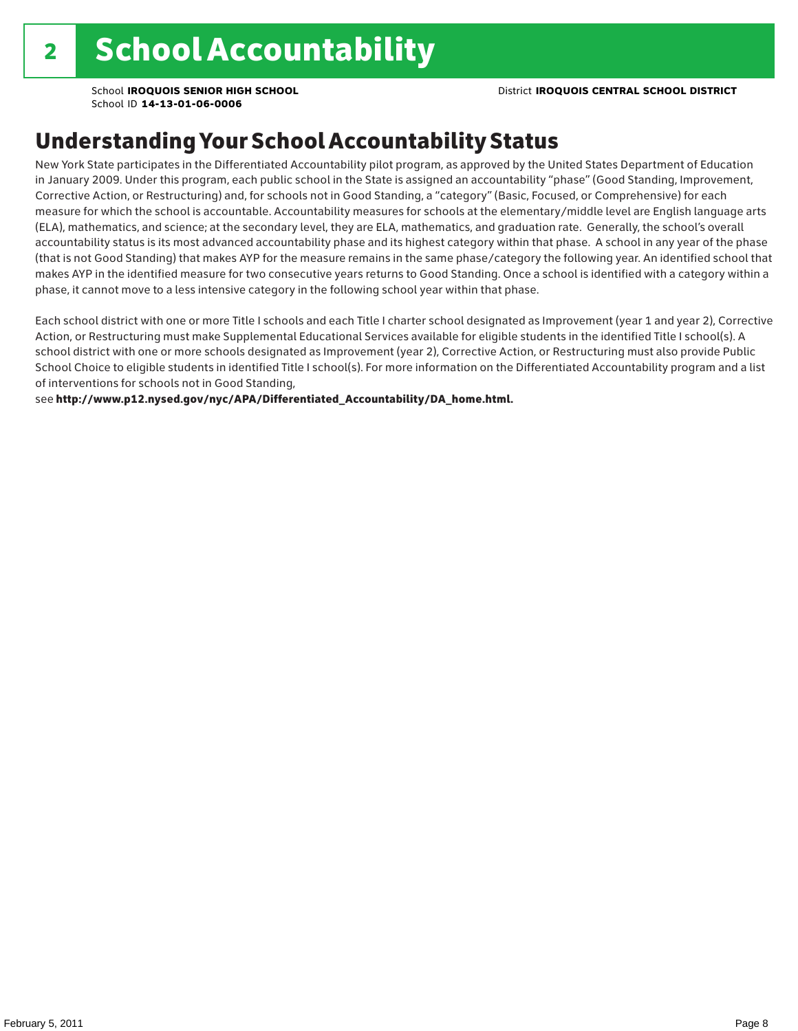# 2 School Accountability

School **IROQUOIS SENIOR HIGH SCHOOL** District **IROQUOIS CENTRAL SCHOOL DISTRICT**
School ID **14-13-01-06-0006**

## Understanding Your School Accountability Status

New York State participates in the Differentiated Accountability pilot program, as approved by the United States Department of Education in January 2009. Under this program, each public school in the State is assigned an accountability "phase" (Good Standing, Improvement, Corrective Action, or Restructuring) and, for schools not in Good Standing, a "category" (Basic, Focused, or Comprehensive) for each measure for which the school is accountable. Accountability measures for schools at the elementary/middle level are English language arts (ELA), mathematics, and science; at the secondary level, they are ELA, mathematics, and graduation rate. Generally, the school's overall accountability status is its most advanced accountability phase and its highest category within that phase. A school in any year of the phase (that is not Good Standing) that makes AYP for the measure remains in the same phase/category the following year. An identified school that makes AYP in the identified measure for two consecutive years returns to Good Standing. Once a school is identified with a category within a phase, it cannot move to a less intensive category in the following school year within that phase.

Each school district with one or more Title I schools and each Title I charter school designated as Improvement (year 1 and year 2), Corrective Action, or Restructuring must make Supplemental Educational Services available for eligible students in the identified Title I school(s). A school district with one or more schools designated as Improvement (year 2), Corrective Action, or Restructuring must also provide Public School Choice to eligible students in identified Title I school(s). For more information on the Differentiated Accountability program and a list of interventions for schools not in Good Standing,
see **http://www.p12.nysed.gov/nyc/APA/Differentiated_Accountability/DA_home.html.**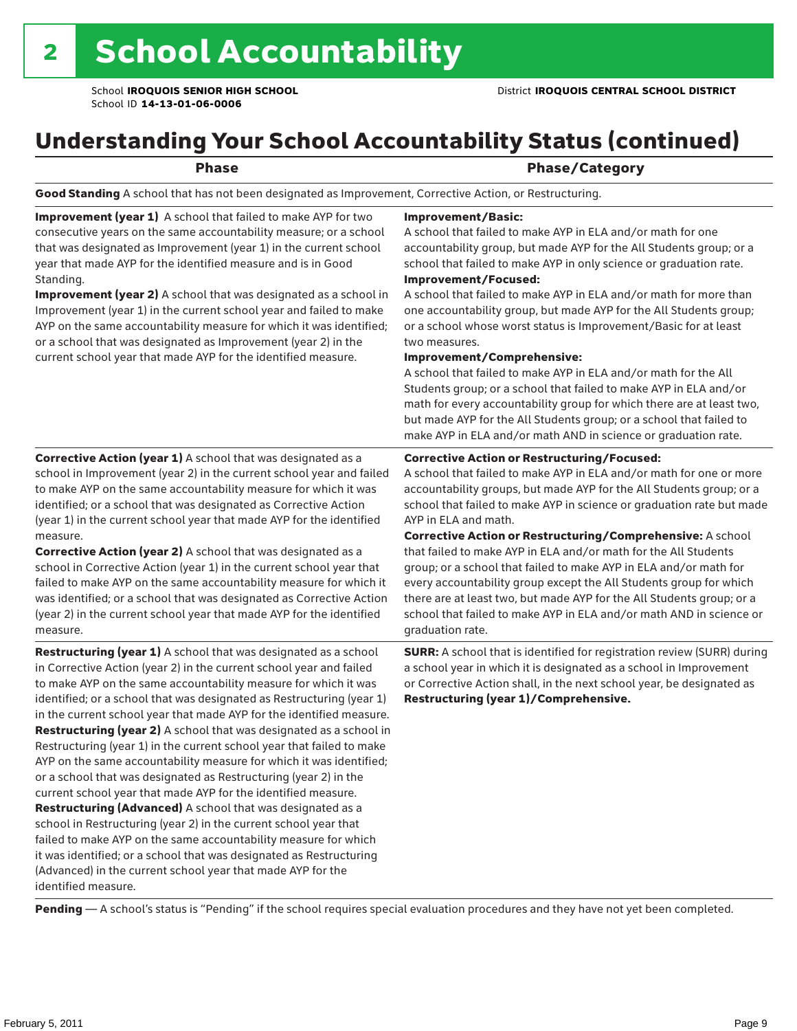# 2 School Accountability

School **IROQUOIS SENIOR HIGH SCHOOL**
School ID **14-13-01-06-0006**

District **IROQUOIS CENTRAL SCHOOL DISTRICT**

## Understanding Your School Accountability Status (continued)

| Phase | Phase/Category |
|---|---|
| **Good Standing** A school that has not been designated as Improvement, Corrective Action, or Restructuring. | |
| **Improvement (year 1)** A school that failed to make AYP for two consecutive years on the same accountability measure; or a school that was designated as Improvement (year 1) in the current school year that made AYP for the identified measure and is in Good Standing.<br>**Improvement (year 2)** A school that was designated as a school in Improvement (year 1) in the current school year and failed to make AYP on the same accountability measure for which it was identified; or a school that was designated as Improvement (year 2) in the current school year that made AYP for the identified measure. | **Improvement/Basic:**<br>A school that failed to make AYP in ELA and/or math for one accountability group, but made AYP for the All Students group; or a school that failed to make AYP in only science or graduation rate.<br>**Improvement/Focused:**<br>A school that failed to make AYP in ELA and/or math for more than one accountability group, but made AYP for the All Students group; or a school whose worst status is Improvement/Basic for at least two measures.<br>**Improvement/Comprehensive:**<br>A school that failed to make AYP in ELA and/or math for the All Students group; or a school that failed to make AYP in ELA and/or math for every accountability group for which there are at least two, but made AYP for the All Students group; or a school that failed to make AYP in ELA and/or math AND in science or graduation rate. |
| **Corrective Action (year 1)** A school that was designated as a school in Improvement (year 2) in the current school year and failed to make AYP on the same accountability measure for which it was identified; or a school that was designated as Corrective Action (year 1) in the current school year that made AYP for the identified measure.<br>**Corrective Action (year 2)** A school that was designated as a school in Corrective Action (year 1) in the current school year that failed to make AYP on the same accountability measure for which it was identified; or a school that was designated as Corrective Action (year 2) in the current school year that made AYP for the identified measure. | **Corrective Action or Restructuring/Focused:**<br>A school that failed to make AYP in ELA and/or math for one or more accountability groups, but made AYP for the All Students group; or a school that failed to make AYP in science or graduation rate but made AYP in ELA and math.<br>**Corrective Action or Restructuring/Comprehensive:** A school that failed to make AYP in ELA and/or math for the All Students group; or a school that failed to make AYP in ELA and/or math for every accountability group except the All Students group for which there are at least two, but made AYP for the All Students group; or a school that failed to make AYP in ELA and/or math AND in science or graduation rate. |
| **Restructuring (year 1)** A school that was designated as a school in Corrective Action (year 2) in the current school year and failed to make AYP on the same accountability measure for which it was identified; or a school that was designated as Restructuring (year 1) in the current school year that made AYP for the identified measure.<br>**Restructuring (year 2)** A school that was designated as a school in Restructuring (year 1) in the current school year that failed to make AYP on the same accountability measure for which it was identified; or a school that was designated as Restructuring (year 2) in the current school year that made AYP for the identified measure.<br>**Restructuring (Advanced)** A school that was designated as a school in Restructuring (year 2) in the current school year that failed to make AYP on the same accountability measure for which it was identified; or a school that was designated as Restructuring (Advanced) in the current school year that made AYP for the identified measure. | **SURR:** A school that is identified for registration review (SURR) during a school year in which it is designated as a school in Improvement or Corrective Action shall, in the next school year, be designated as **Restructuring (year 1)/Comprehensive.** |
| **Pending** — A school's status is "Pending" if the school requires special evaluation procedures and they have not yet been completed. | |

February 5, 2011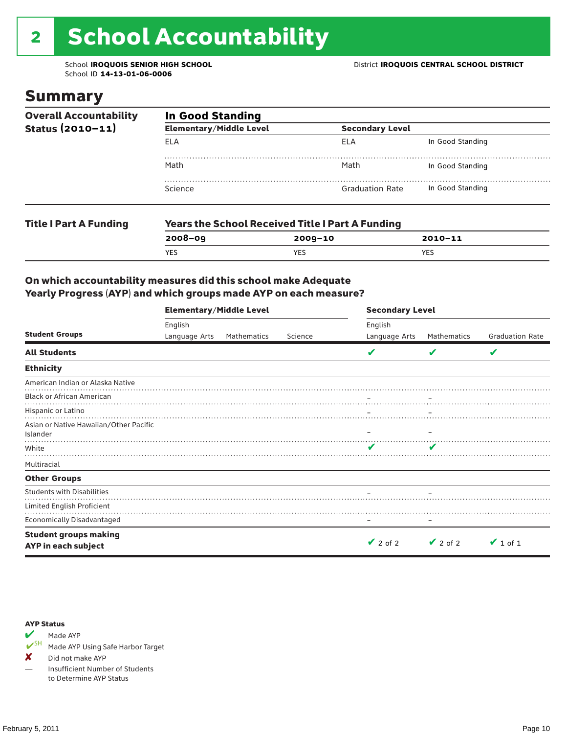# 2 School Accountability

School **IROQUOIS SENIOR HIGH SCHOOL**
School ID **14-13-01-06-0006**

District **IROQUOIS CENTRAL SCHOOL DISTRICT**

## Summary

**Overall Accountability Status (2010–11)**

**In Good Standing**

| Elementary/Middle Level | Secondary Level | |
|---|---|---|
| ELA | ELA | In Good Standing |
| Math | Math | In Good Standing |
| Science | Graduation Rate | In Good Standing |

**Title I Part A Funding**

**Years the School Received Title I Part A Funding**

| 2008–09 | 2009–10 | 2010–11 |
|---|---|---|
| YES | YES | YES |

### On which accountability measures did this school make Adequate Yearly Progress (AYP) and which groups made AYP on each measure?

| Student Groups | Elementary/Middle Level: English Language Arts | Elementary/Middle Level: Mathematics | Elementary/Middle Level: Science | Secondary Level: English Language Arts | Secondary Level: Mathematics | Secondary Level: Graduation Rate |
|---|---|---|---|---|---|---|
| **All Students** | | | | ✔ | ✔ | ✔ |
| **Ethnicity** | | | | | | |
| American Indian or Alaska Native | | | | | | |
| Black or African American | | | | – | – | |
| Hispanic or Latino | | | | – | – | |
| Asian or Native Hawaiian/Other Pacific Islander | | | | – | – | |
| White | | | | ✔ | ✔ | |
| Multiracial | | | | | | |
| **Other Groups** | | | | | | |
| Students with Disabilities | | | | – | – | |
| Limited English Proficient | | | | | | |
| Economically Disadvantaged | | | | – | – | |
| **Student groups making AYP in each subject** | | | | ✔ 2 of 2 | ✔ 2 of 2 | ✔ 1 of 1 |

**AYP Status**

- ✔ Made AYP
- ✔SH Made AYP Using Safe Harbor Target
- ✘ Did not make AYP
- — Insufficient Number of Students to Determine AYP Status

February 5, 2011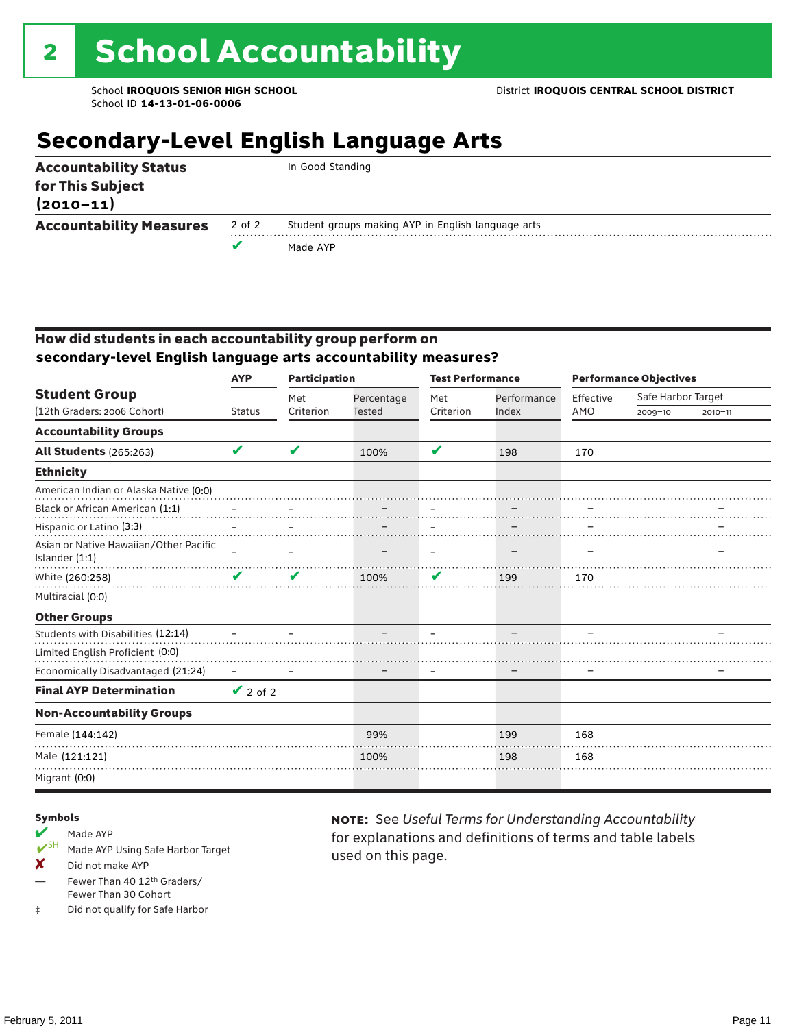# 2 School Accountability

School **IROQUOIS SENIOR HIGH SCHOOL**
School ID **14-13-01-06-0006**

District **IROQUOIS CENTRAL SCHOOL DISTRICT**

## Secondary-Level English Language Arts

| | | |
|---|---|---|
| **Accountability Status for This Subject (2010–11)** | | In Good Standing |
| **Accountability Measures** | 2 of 2 | Student groups making AYP in English language arts |
| | ✔ | Made AYP |

### How did students in each accountability group perform on secondary-level English language arts accountability measures?

| Student Group (12th Graders: 2006 Cohort) | AYP Status | Participation: Met Criterion | Participation: Percentage Tested | Test Performance: Met Criterion | Test Performance: Performance Index | Performance Objectives: Effective AMO | Safe Harbor Target 2009–10 | Safe Harbor Target 2010–11 |
|---|---|---|---|---|---|---|---|---|
| **Accountability Groups** | | | | | | | | |
| **All Students** (265:263) | ✔ | ✔ | 100% | ✔ | 198 | 170 | | |
| **Ethnicity** | | | | | | | | |
| American Indian or Alaska Native (0:0) | | | | | | | | |
| Black or African American (1:1) | – | – | – | – | – | – | | – |
| Hispanic or Latino (3:3) | – | – | – | – | – | – | | – |
| Asian or Native Hawaiian/Other Pacific Islander (1:1) | – | – | – | – | – | – | | – |
| White (260:258) | ✔ | ✔ | 100% | ✔ | 199 | 170 | | |
| Multiracial (0:0) | | | | | | | | |
| **Other Groups** | | | | | | | | |
| Students with Disabilities (12:14) | – | – | – | – | – | – | | – |
| Limited English Proficient (0:0) | | | | | | | | |
| Economically Disadvantaged (21:24) | – | – | – | – | – | – | | – |
| **Final AYP Determination** | ✔ 2 of 2 | | | | | | | |
| **Non-Accountability Groups** | | | | | | | | |
| Female (144:142) | | | 99% | | 199 | 168 | | |
| Male (121:121) | | | 100% | | 198 | 168 | | |
| Migrant (0:0) | | | | | | | | |

**Symbols**

- ✔ Made AYP
- ✔SH Made AYP Using Safe Harbor Target
- ✘ Did not make AYP
- — Fewer Than 40 12th Graders/ Fewer Than 30 Cohort
- ‡ Did not qualify for Safe Harbor

**NOTE:** See *Useful Terms for Understanding Accountability* for explanations and definitions of terms and table labels used on this page.

February 5, 2011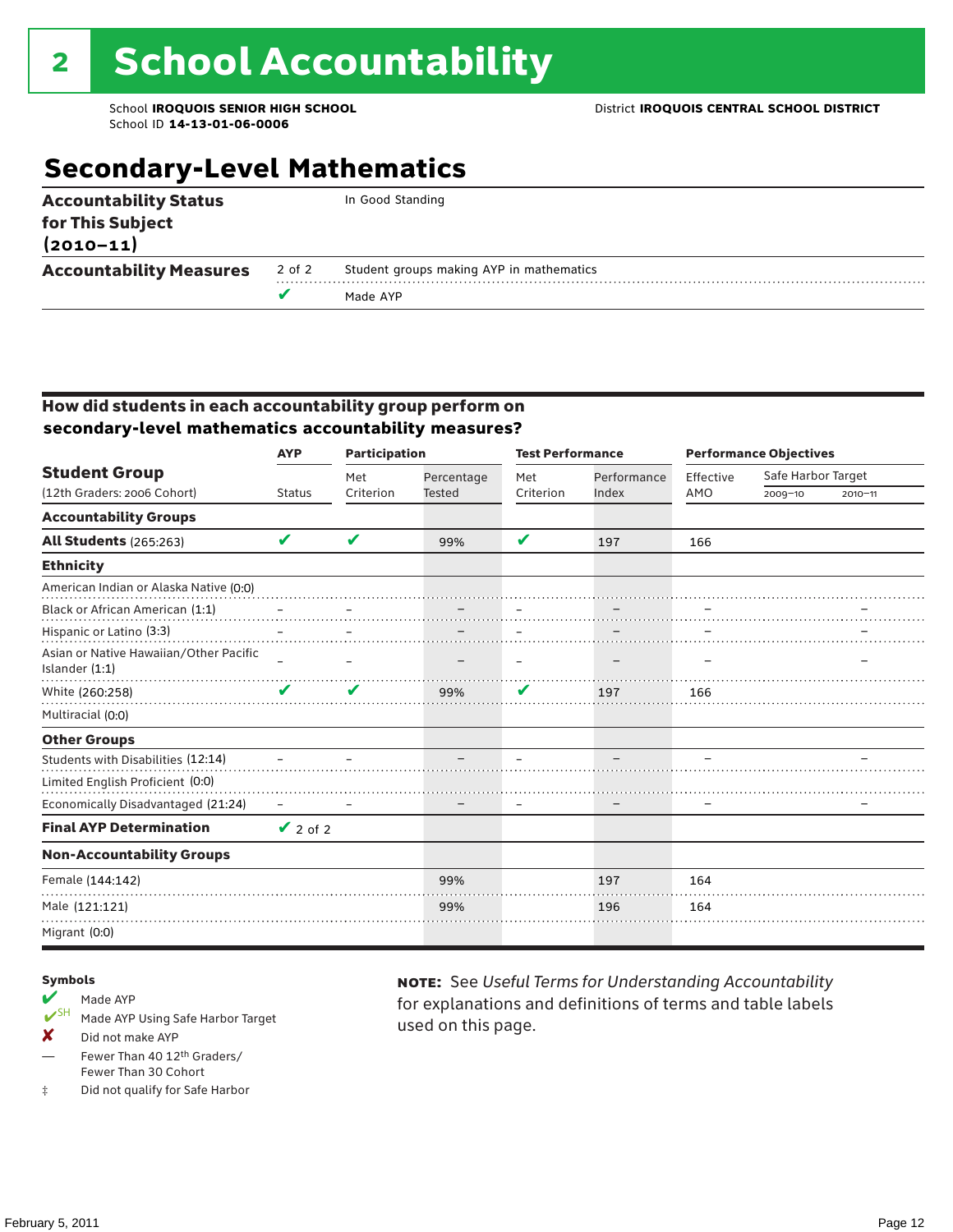# 2 School Accountability

School **IROQUOIS SENIOR HIGH SCHOOL**
School ID **14-13-01-06-0006**

District **IROQUOIS CENTRAL SCHOOL DISTRICT**

## Secondary-Level Mathematics

| | | |
|---|---|---|
| **Accountability Status for This Subject (2010–11)** | | In Good Standing |
| **Accountability Measures** | 2 of 2 | Student groups making AYP in mathematics |
| | ✔ | Made AYP |

### How did students in each accountability group perform on secondary-level mathematics accountability measures?

| **Student Group** (12th Graders: 2006 Cohort) | AYP Status | Participation: Met Criterion | Participation: Percentage Tested | Test Performance: Met Criterion | Test Performance: Performance Index | Performance Objectives: Effective AMO | Safe Harbor Target 2009–10 | Safe Harbor Target 2010–11 |
|---|---|---|---|---|---|---|---|---|
| **Accountability Groups** | | | | | | | | |
| **All Students** (265:263) | ✔ | ✔ | 99% | ✔ | 197 | 166 | | |
| **Ethnicity** | | | | | | | | |
| American Indian or Alaska Native (0:0) | | | | | | | | |
| Black or African American (1:1) | – | – | – | – | – | – | | – |
| Hispanic or Latino (3:3) | – | – | – | – | – | – | | – |
| Asian or Native Hawaiian/Other Pacific Islander (1:1) | – | – | – | – | – | – | | – |
| White (260:258) | ✔ | ✔ | 99% | ✔ | 197 | 166 | | |
| Multiracial (0:0) | | | | | | | | |
| **Other Groups** | | | | | | | | |
| Students with Disabilities (12:14) | – | – | – | – | – | – | | – |
| Limited English Proficient (0:0) | | | | | | | | |
| Economically Disadvantaged (21:24) | – | – | – | – | – | – | | – |
| **Final AYP Determination** | ✔ 2 of 2 | | | | | | | |
| **Non-Accountability Groups** | | | | | | | | |
| Female (144:142) | | | 99% | | 197 | 164 | | |
| Male (121:121) | | | 99% | | 196 | 164 | | |
| Migrant (0:0) | | | | | | | | |

**Symbols**

- ✔ Made AYP
- ✔SH Made AYP Using Safe Harbor Target
- ✘ Did not make AYP
- — Fewer Than 40 12th Graders/ Fewer Than 30 Cohort
- ‡ Did not qualify for Safe Harbor

**NOTE:** See *Useful Terms for Understanding Accountability* for explanations and definitions of terms and table labels used on this page.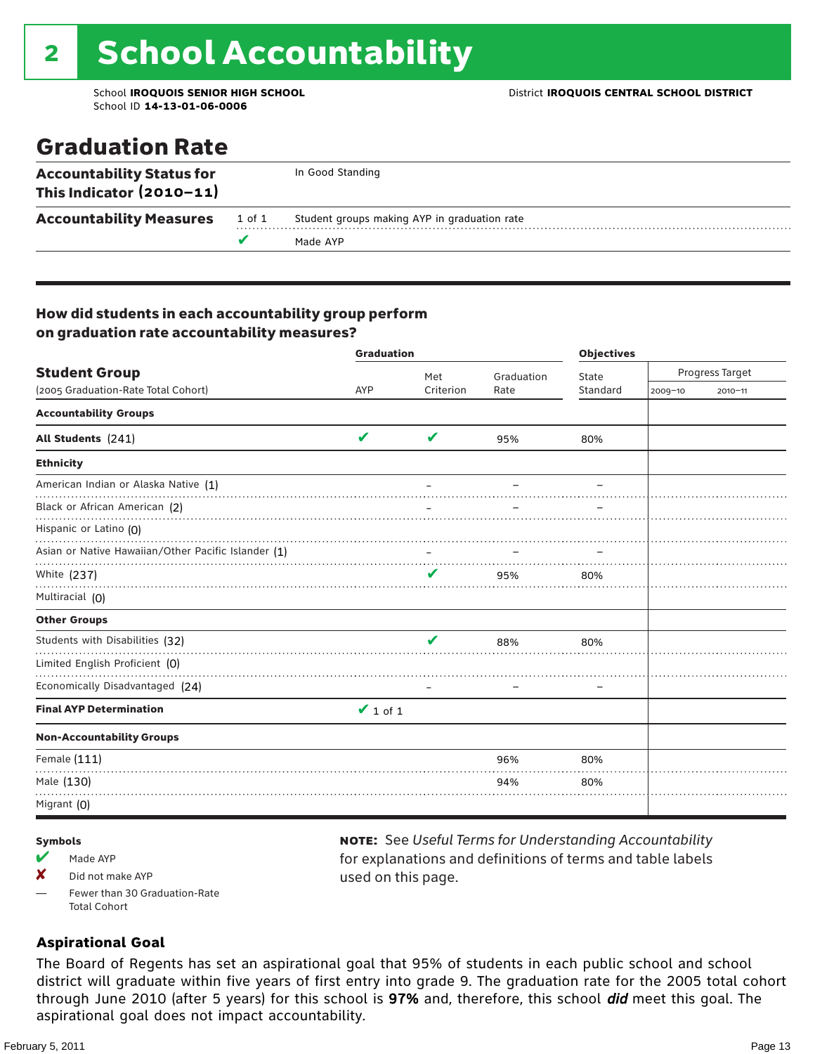# 2 School Accountability

School **IROQUOIS SENIOR HIGH SCHOOL**
School ID **14-13-01-06-0006**

District **IROQUOIS CENTRAL SCHOOL DISTRICT**

## Graduation Rate

| | | |
|---|---|---|
| **Accountability Status for This Indicator (2010–11)** | | In Good Standing |
| **Accountability Measures** | 1 of 1 | Student groups making AYP in graduation rate |
| | ✔ | Made AYP |

### How did students in each accountability group perform on graduation rate accountability measures?

| Student Group (2005 Graduation-Rate Total Cohort) | Graduation AYP | Met Criterion | Graduation Rate | Objectives State Standard | Progress Target 2009–10 | Progress Target 2010–11 |
|---|---|---|---|---|---|---|
| **Accountability Groups** | | | | | | |
| **All Students** (241) | ✔ | ✔ | 95% | 80% | | |
| **Ethnicity** | | | | | | |
| American Indian or Alaska Native (1) | | – | – | – | | |
| Black or African American (2) | | – | – | – | | |
| Hispanic or Latino (0) | | | | | | |
| Asian or Native Hawaiian/Other Pacific Islander (1) | | – | – | – | | |
| White (237) | | ✔ | 95% | 80% | | |
| Multiracial (0) | | | | | | |
| **Other Groups** | | | | | | |
| Students with Disabilities (32) | | ✔ | 88% | 80% | | |
| Limited English Proficient (0) | | | | | | |
| Economically Disadvantaged (24) | | – | – | – | | |
| **Final AYP Determination** | ✔ 1 of 1 | | | | | |
| **Non-Accountability Groups** | | | | | | |
| Female (111) | | | 96% | 80% | | |
| Male (130) | | | 94% | 80% | | |
| Migrant (0) | | | | | | |

**Symbols**

- ✔ Made AYP
- ✘ Did not make AYP
- — Fewer than 30 Graduation-Rate Total Cohort

**NOTE:** See *Useful Terms for Understanding Accountability* for explanations and definitions of terms and table labels used on this page.

### Aspirational Goal

The Board of Regents has set an aspirational goal that 95% of students in each public school and school district will graduate within five years of first entry into grade 9. The graduation rate for the 2005 total cohort through June 2010 (after 5 years) for this school is **97%** and, therefore, this school ***did*** meet this goal. The aspirational goal does not impact accountability.

February 5, 2011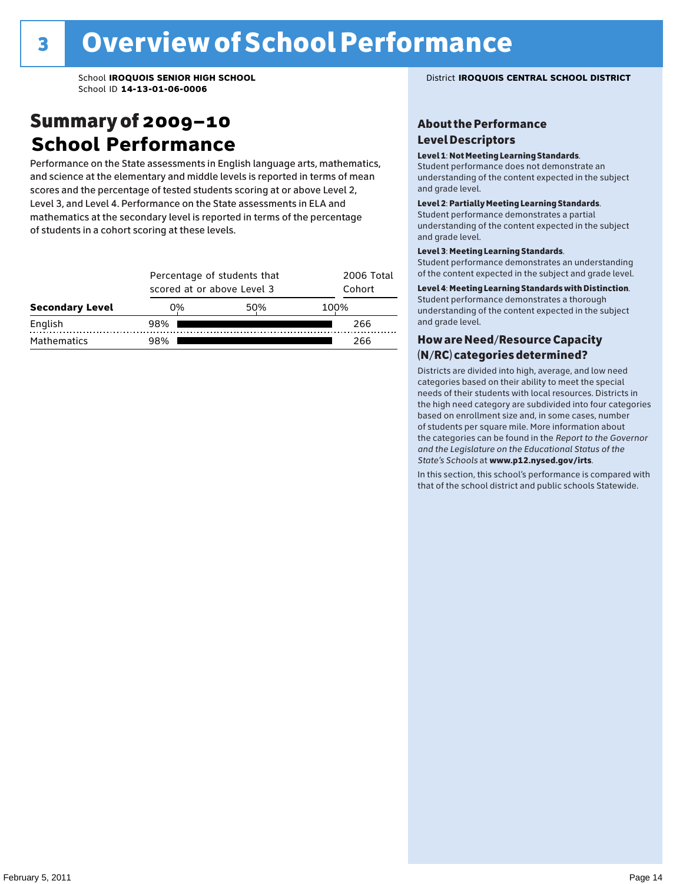# 3 Overview of School Performance

School **IROQUOIS SENIOR HIGH SCHOOL**
School ID **14-13-01-06-0006**

District **IROQUOIS CENTRAL SCHOOL DISTRICT**

## Summary of 2009–10 School Performance

Performance on the State assessments in English language arts, mathematics, and science at the elementary and middle levels is reported in terms of mean scores and the percentage of tested students scoring at or above Level 2, Level 3, and Level 4. Performance on the State assessments in ELA and mathematics at the secondary level is reported in terms of the percentage of students in a cohort scoring at these levels.

| Secondary Level | Percentage of students that scored at or above Level 3 | 2006 Total Cohort |
|---|---|---|
| English | 98% | 266 |
| Mathematics | 98% | 266 |

### About the Performance Level Descriptors

**Level 1**: **Not Meeting Learning Standards**. Student performance does not demonstrate an understanding of the content expected in the subject and grade level.

**Level 2**: **Partially Meeting Learning Standards**. Student performance demonstrates a partial understanding of the content expected in the subject and grade level.

**Level 3**: **Meeting Learning Standards**. Student performance demonstrates an understanding of the content expected in the subject and grade level.

**Level 4**: **Meeting Learning Standards with Distinction**. Student performance demonstrates a thorough understanding of the content expected in the subject and grade level.

### How are Need/Resource Capacity (N/RC) categories determined?

Districts are divided into high, average, and low need categories based on their ability to meet the special needs of their students with local resources. Districts in the high need category are subdivided into four categories based on enrollment size and, in some cases, number of students per square mile. More information about the categories can be found in the *Report to the Governor and the Legislature on the Educational Status of the State's Schools* at **www.p12.nysed.gov/irts**.

In this section, this school's performance is compared with that of the school district and public schools Statewide.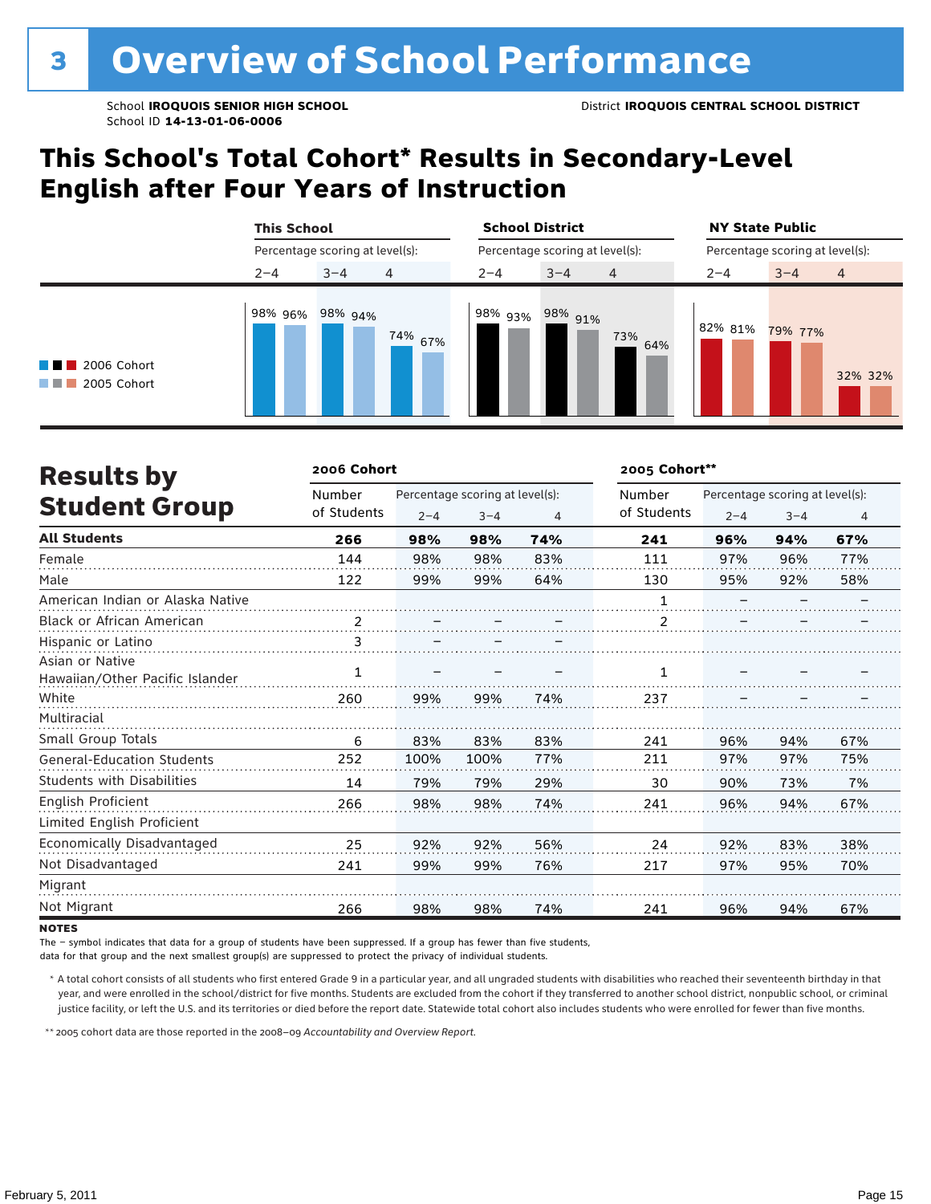# 3 Overview of School Performance

School **IROQUOIS SENIOR HIGH SCHOOL**
School ID **14-13-01-06-0006**

District **IROQUOIS CENTRAL SCHOOL DISTRICT**

## This School's Total Cohort* Results in Secondary-Level English after Four Years of Instruction

| | This School | | | School District | | | NY State Public | | |
|---|---|---|---|---|---|---|---|---|---|
| | Percentage scoring at level(s): | | | Percentage scoring at level(s): | | | Percentage scoring at level(s): | | |
| | 2–4 | 3–4 | 4 | 2–4 | 3–4 | 4 | 2–4 | 3–4 | 4 |
| 2006 Cohort | 98% | 98% | 74% | 98% | 98% | 73% | 82% | 79% | 32% |
| 2005 Cohort | 96% | 94% | 67% | 93% | 91% | 64% | 81% | 77% | 32% |

## Results by Student Group

| | 2006 Cohort | | | | 2005 Cohort** | | | |
|---|---|---|---|---|---|---|---|---|
| | Number of Students | Percentage scoring at level(s): 2–4 | 3–4 | 4 | Number of Students | Percentage scoring at level(s): 2–4 | 3–4 | 4 |
| **All Students** | **266** | **98%** | **98%** | **74%** | **241** | **96%** | **94%** | **67%** |
| Female | 144 | 98% | 98% | 83% | 111 | 97% | 96% | 77% |
| Male | 122 | 99% | 99% | 64% | 130 | 95% | 92% | 58% |
| American Indian or Alaska Native | | | | | 1 | – | – | – |
| Black or African American | 2 | – | – | – | 2 | – | – | – |
| Hispanic or Latino | 3 | – | – | – | | | | |
| Asian or Native Hawaiian/Other Pacific Islander | 1 | – | – | – | 1 | – | – | – |
| White | 260 | 99% | 99% | 74% | 237 | – | – | – |
| Multiracial | | | | | | | | |
| Small Group Totals | 6 | 83% | 83% | 83% | 241 | 96% | 94% | 67% |
| General-Education Students | 252 | 100% | 100% | 77% | 211 | 97% | 97% | 75% |
| Students with Disabilities | 14 | 79% | 79% | 29% | 30 | 90% | 73% | 7% |
| English Proficient | 266 | 98% | 98% | 74% | 241 | 96% | 94% | 67% |
| Limited English Proficient | | | | | | | | |
| Economically Disadvantaged | 25 | 92% | 92% | 56% | 24 | 92% | 83% | 38% |
| Not Disadvantaged | 241 | 99% | 99% | 76% | 217 | 97% | 95% | 70% |
| Migrant | | | | | | | | |
| Not Migrant | 266 | 98% | 98% | 74% | 241 | 96% | 94% | 67% |

**NOTES**

The – symbol indicates that data for a group of students have been suppressed. If a group has fewer than five students, data for that group and the next smallest group(s) are suppressed to protect the privacy of individual students.

\* A total cohort consists of all students who first entered Grade 9 in a particular year, and all ungraded students with disabilities who reached their seventeenth birthday in that year, and were enrolled in the school/district for five months. Students are excluded from the cohort if they transferred to another school district, nonpublic school, or criminal justice facility, or left the U.S. and its territories or died before the report date. Statewide total cohort also includes students who were enrolled for fewer than five months.

\*\* 2005 cohort data are those reported in the 2008–09 *Accountability and Overview Report*.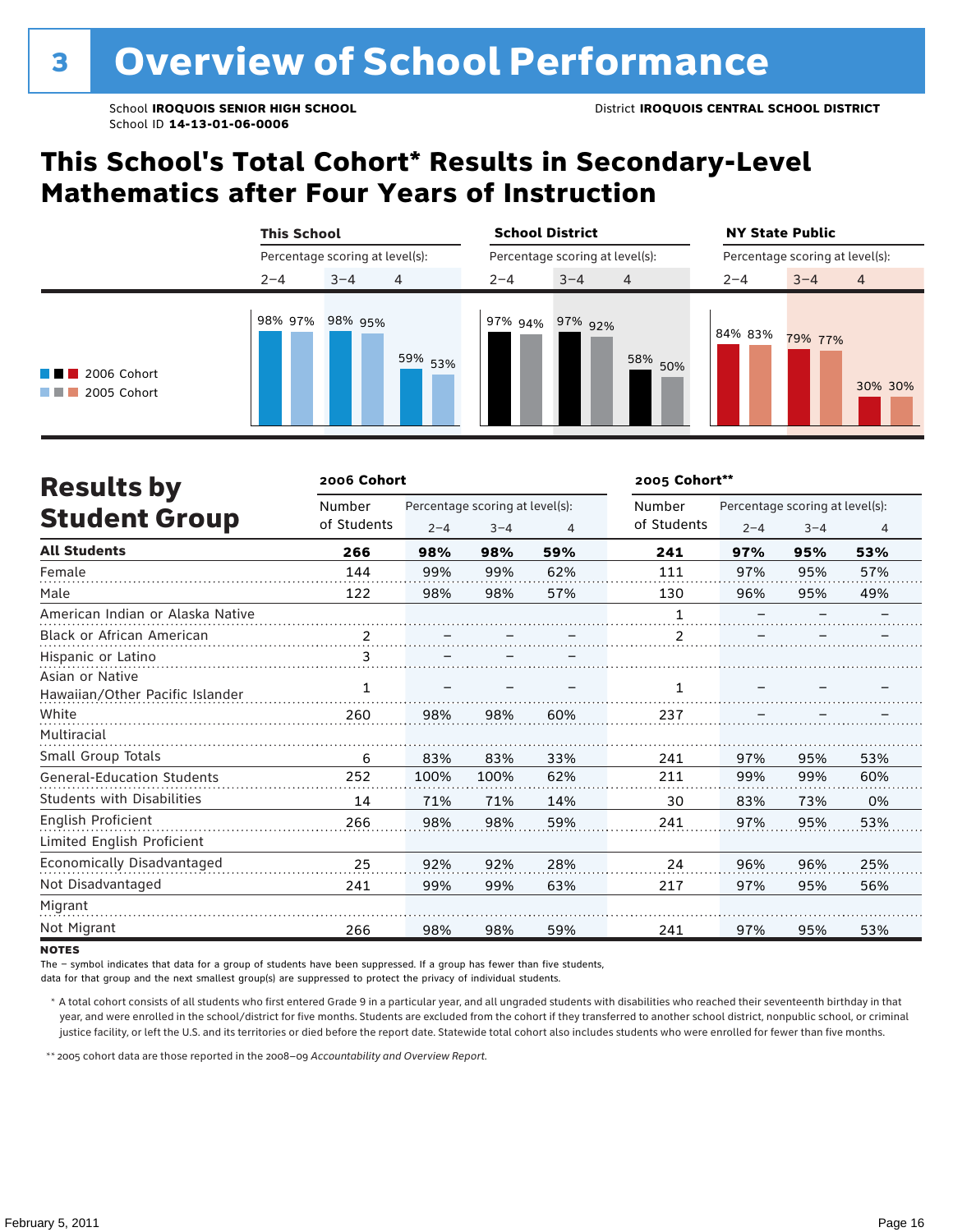# 3 Overview of School Performance

School **IROQUOIS SENIOR HIGH SCHOOL**
School ID **14-13-01-06-0006**

District **IROQUOIS CENTRAL SCHOOL DISTRICT**

## This School's Total Cohort* Results in Secondary-Level Mathematics after Four Years of Instruction

This School
Percentage scoring at level(s):
2–4 3–4 4
98% 97% 98% 95% 59% 53%

School District
Percentage scoring at level(s):
2–4 3–4 4
97% 94% 97% 92% 58% 50%

NY State Public
Percentage scoring at level(s):
2–4 3–4 4
84% 83% 79% 77% 30% 30%

2006 Cohort
2005 Cohort

## Results by Student Group

| | 2006 Cohort | | | | 2005 Cohort** | | | |
|---|---|---|---|---|---|---|---|---|
| | Number of Students | Percentage scoring at level(s): 2–4 | 3–4 | 4 | Number of Students | Percentage scoring at level(s): 2–4 | 3–4 | 4 |
| **All Students** | **266** | **98%** | **98%** | **59%** | **241** | **97%** | **95%** | **53%** |
| Female | 144 | 99% | 99% | 62% | 111 | 97% | 95% | 57% |
| Male | 122 | 98% | 98% | 57% | 130 | 96% | 95% | 49% |
| American Indian or Alaska Native | | | | | 1 | – | – | – |
| Black or African American | 2 | – | – | – | 2 | – | – | – |
| Hispanic or Latino | 3 | – | – | – | | | | |
| Asian or Native Hawaiian/Other Pacific Islander | 1 | – | – | – | 1 | – | – | – |
| White | 260 | 98% | 98% | 60% | 237 | – | – | – |
| Multiracial | | | | | | | | |
| Small Group Totals | 6 | 83% | 83% | 33% | 241 | 97% | 95% | 53% |
| General-Education Students | 252 | 100% | 100% | 62% | 211 | 99% | 99% | 60% |
| Students with Disabilities | 14 | 71% | 71% | 14% | 30 | 83% | 73% | 0% |
| English Proficient | 266 | 98% | 98% | 59% | 241 | 97% | 95% | 53% |
| Limited English Proficient | | | | | | | | |
| Economically Disadvantaged | 25 | 92% | 92% | 28% | 24 | 96% | 96% | 25% |
| Not Disadvantaged | 241 | 99% | 99% | 63% | 217 | 97% | 95% | 56% |
| Migrant | | | | | | | | |
| Not Migrant | 266 | 98% | 98% | 59% | 241 | 97% | 95% | 53% |

**NOTES**

The – symbol indicates that data for a group of students have been suppressed. If a group has fewer than five students, data for that group and the next smallest group(s) are suppressed to protect the privacy of individual students.

\* A total cohort consists of all students who first entered Grade 9 in a particular year, and all ungraded students with disabilities who reached their seventeenth birthday in that year, and were enrolled in the school/district for five months. Students are excluded from the cohort if they transferred to another school district, nonpublic school, or criminal justice facility, or left the U.S. and its territories or died before the report date. Statewide total cohort also includes students who were enrolled for fewer than five months.

\*\* 2005 cohort data are those reported in the 2008–09 *Accountability and Overview Report*.

February 5, 2011